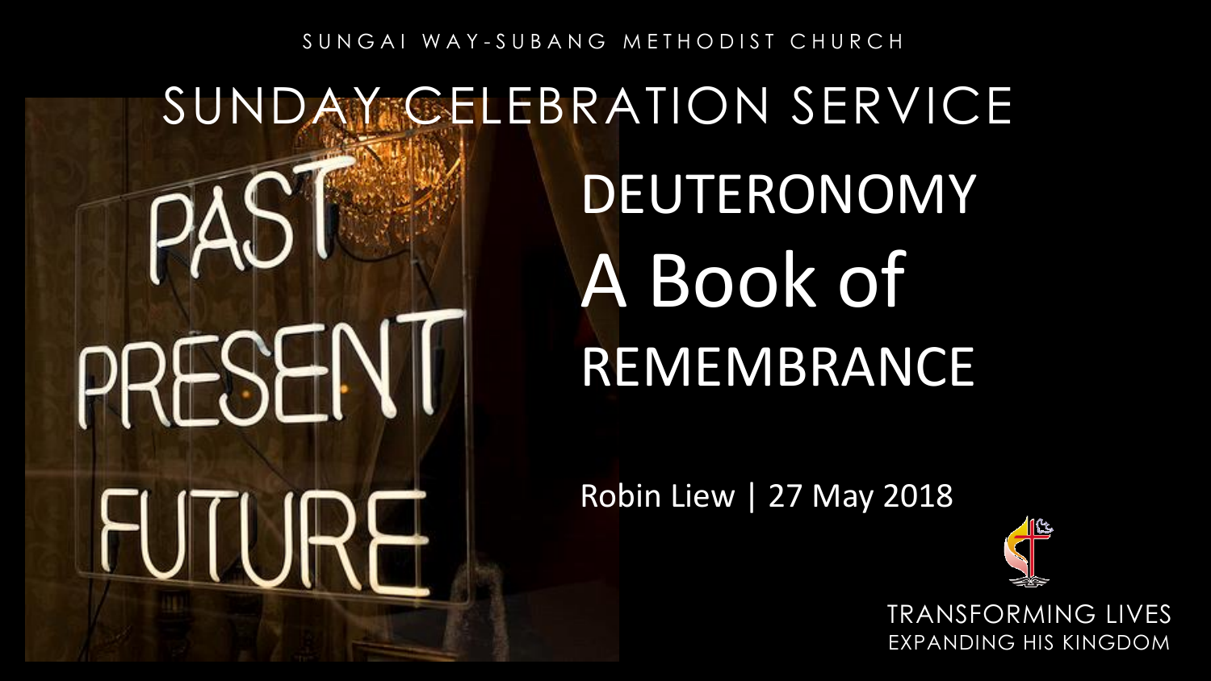SUNGAI WAY-SUBANG METHODIST CHURCH

# SUNDAY CELEBRATION SERVICE

# DEUTERONOMY A Book of REMEMBRANCE

Robin Liew | 27 May 2018

TRANSFORMING LIVES
EXPANDING HIS KINGDOM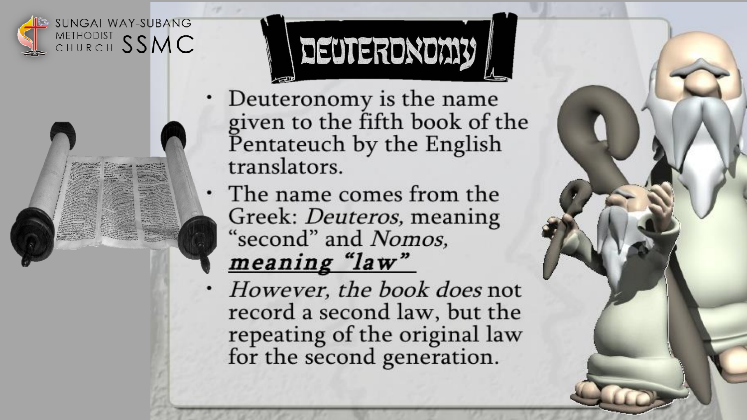# DEUTERONOMY

- Deuteronomy is the name given to the fifth book of the Pentateuch by the English translators.
- The name comes from the Greek: *Deuteros,* meaning "second" and *Nomos,* ***meaning "law"***
- *However, the book does* not record a second law, but the repeating of the original law for the second generation.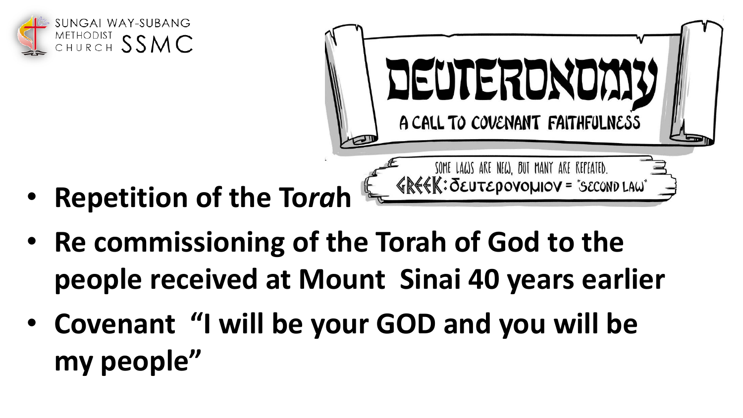DEUTERONOMY

A CALL TO COVENANT FAITHFULNESS

SOME LAWS ARE NEW, BUT MANY ARE REPEATED.
GREEK: δευτερονομιον = "SECOND LAW"

- **Repetition of the To*ra*h**
- **Re commissioning of the Torah of God to the people received at Mount Sinai 40 years earlier**
- **Covenant "I will be your GOD and you will be my people"**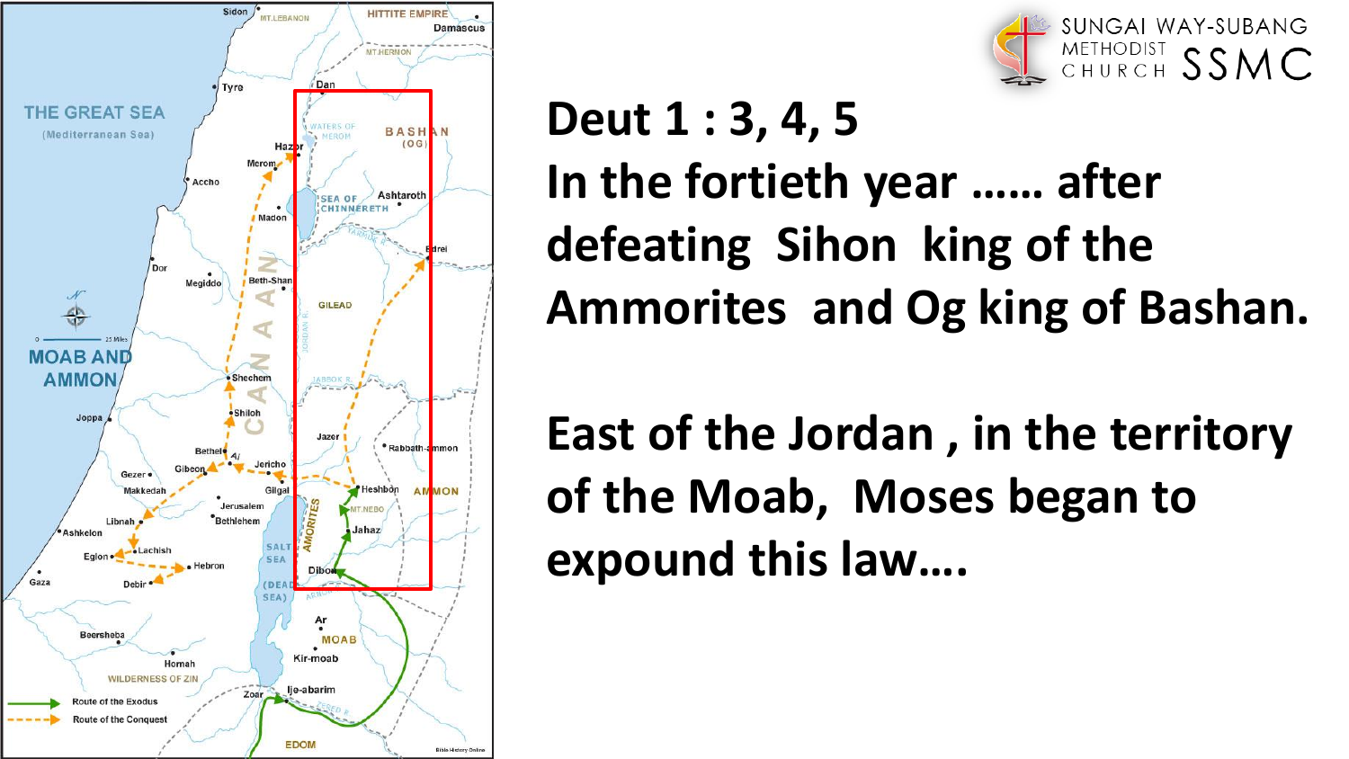# Deut 1 : 3, 4, 5

**In the fortieth year …… after defeating Sihon king of the Ammorites and Og king of Bashan.**

**East of the Jordan , in the territory of the Moab, Moses began to expound this law….**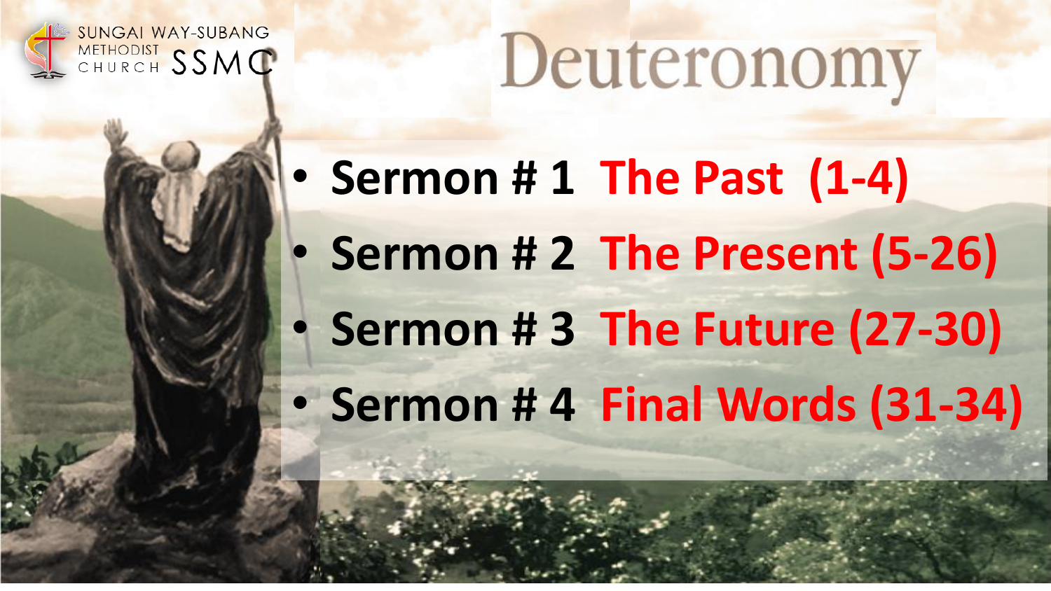SUNGAI WAY-SUBANG METHODIST CHURCH SSMC

# Deuteronomy

- **Sermon # 1 The Past (1-4)**
- **Sermon # 2 The Present (5-26)**
- **Sermon # 3 The Future (27-30)**
- **Sermon # 4 Final Words (31-34)**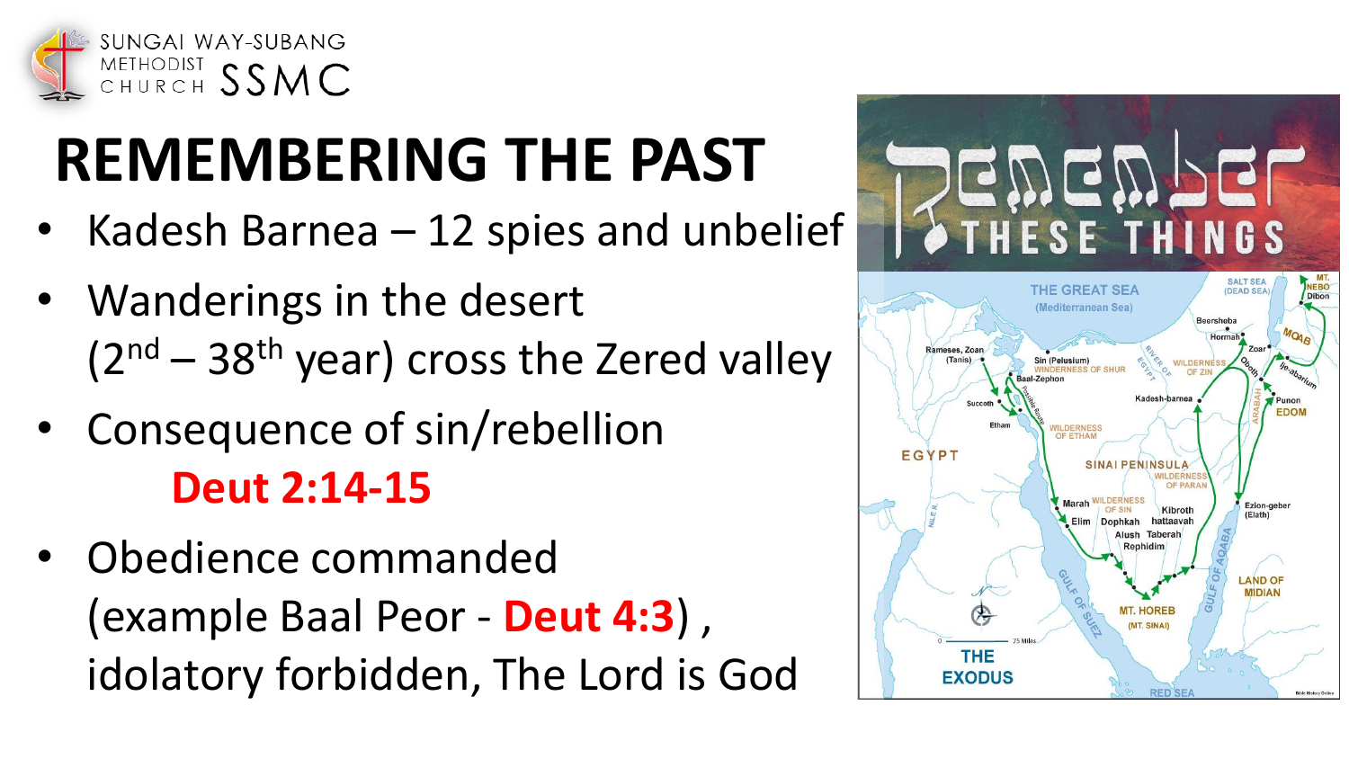SUNGAI WAY-SUBANG METHODIST CHURCH SSMC

# REMEMBERING THE PAST

- Kadesh Barnea – 12 spies and unbelief
- Wanderings in the desert ($2^{nd}$ – $38^{th}$ year) cross the Zered valley
- Consequence of sin/rebellion **Deut 2:14-15**
- Obedience commanded (example Baal Peor - **Deut 4:3**) , idolatory forbidden, The Lord is God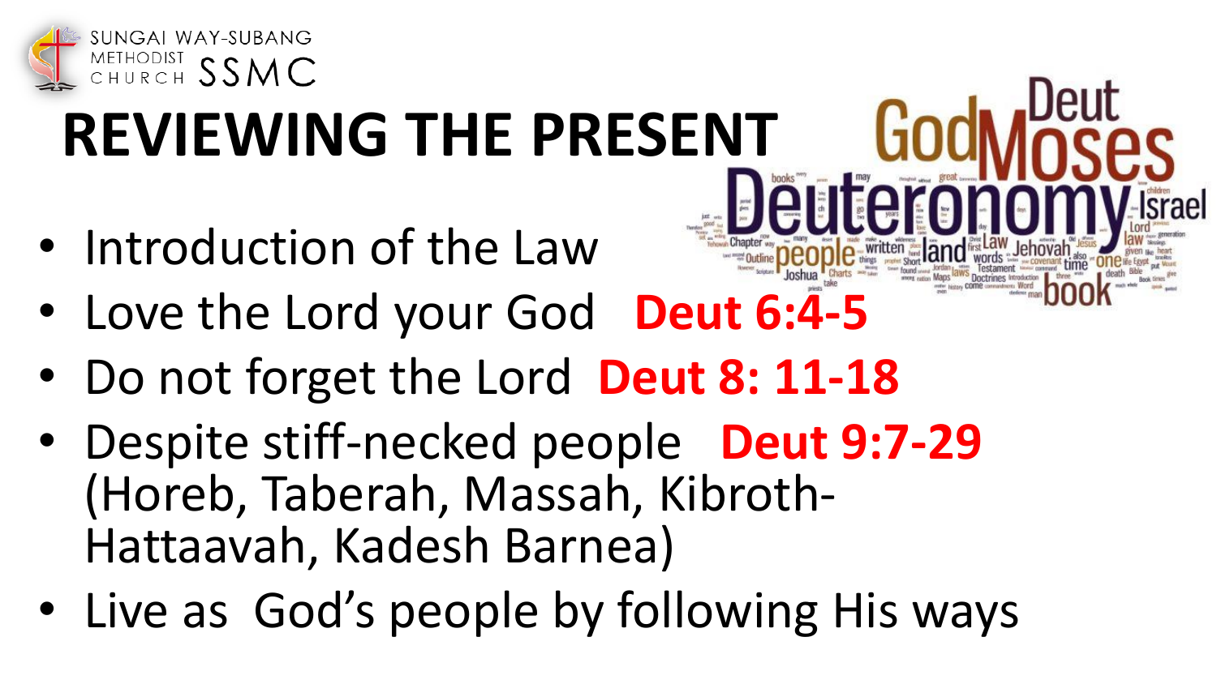# REVIEWING THE PRESENT

- Introduction of the Law
- Love the Lord your God **Deut 6:4-5**
- Do not forget the Lord **Deut 8: 11-18**
- Despite stiff-necked people **Deut 9:7-29** (Horeb, Taberah, Massah, Kibroth-Hattaavah, Kadesh Barnea)
- Live as God's people by following His ways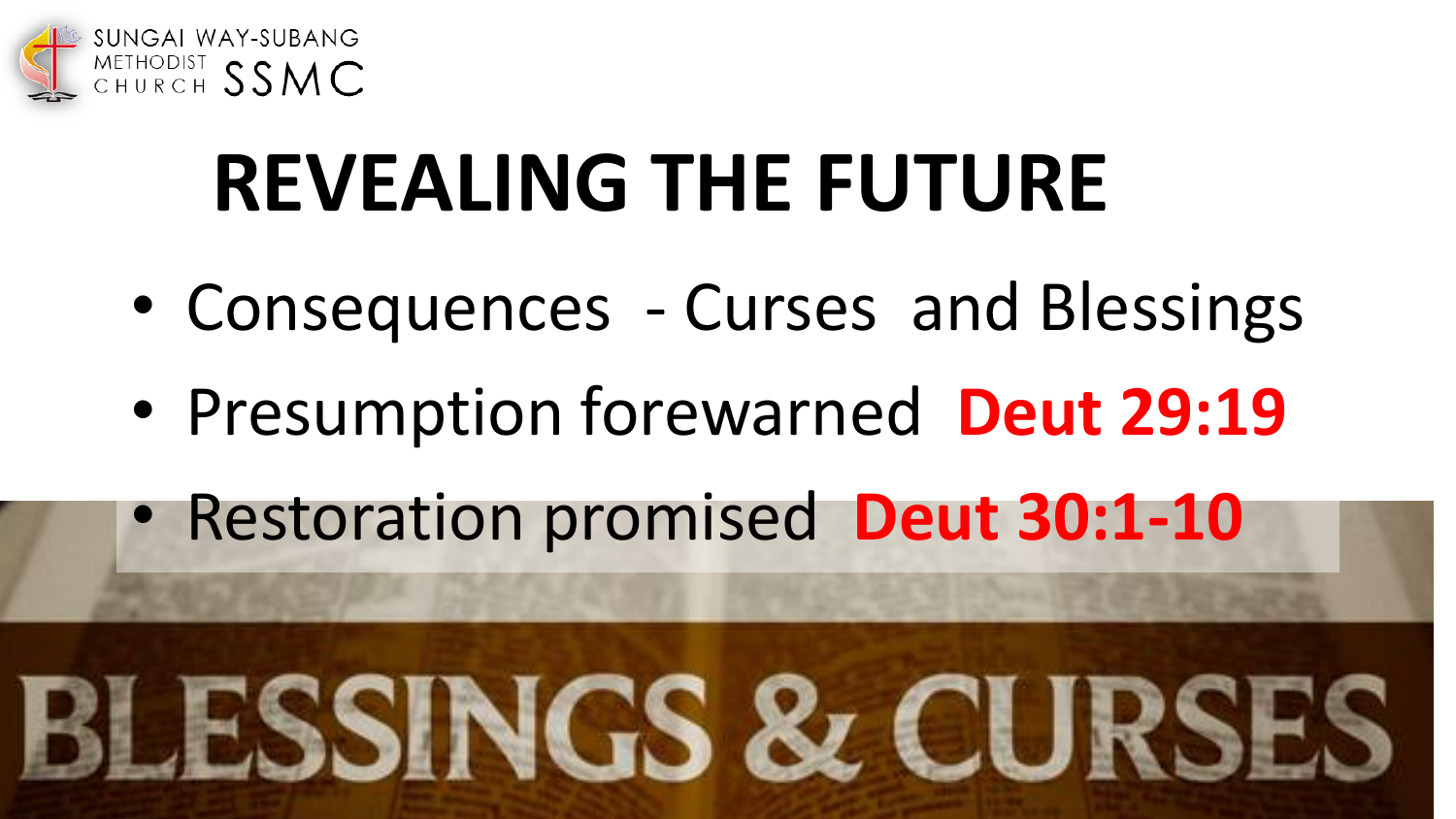# REVEALING THE FUTURE

- Consequences - Curses and Blessings
- Presumption forewarned **Deut 29:19**
- Restoration promised **Deut 30:1-10**

BLESSINGS & CURSES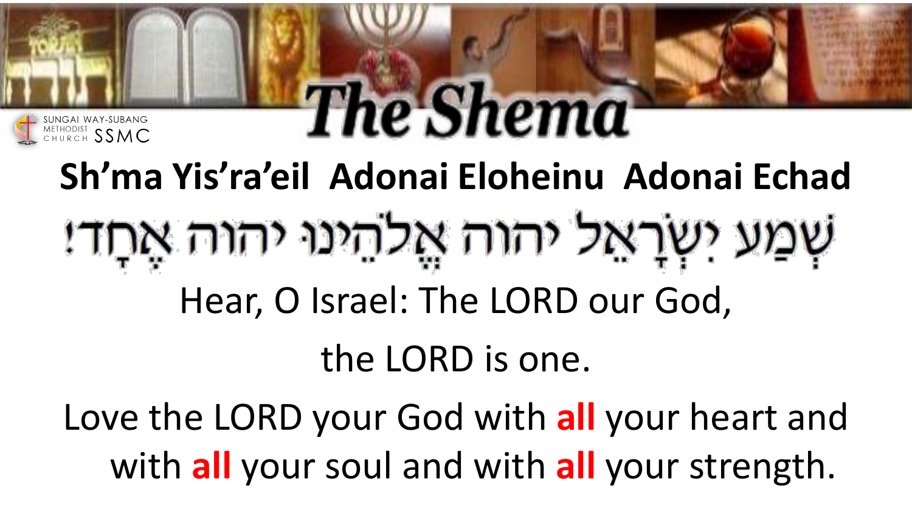SUNGAI WAY-SUBANG METHODIST CHURCH SSMC

# The Shema

**Sh'ma Yis'ra'eil Adonai Eloheinu Adonai Echad**

שְׁמַע יִשְׂרָאֵל יהוה אֱלֹהֵינוּ יהוה אֶחָד׃

Hear, O Israel: The LORD our God,

the LORD is one.

Love the LORD your God with **all** your heart and with **all** your soul and with **all** your strength.